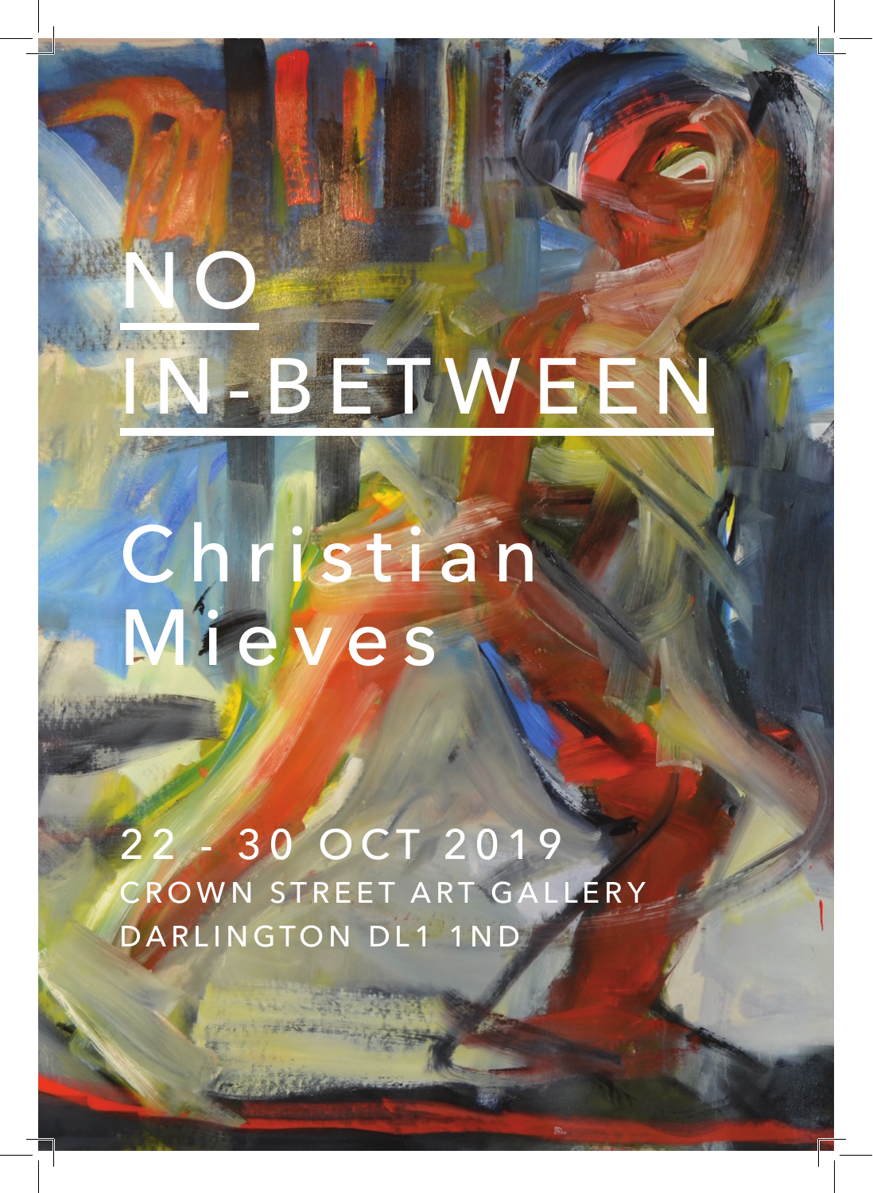# NO IN-BETWEEN

## Christian Mieves

22 - 30 OCT 2019

CROWN STREET ART GALLERY

DARLINGTON DL1 1ND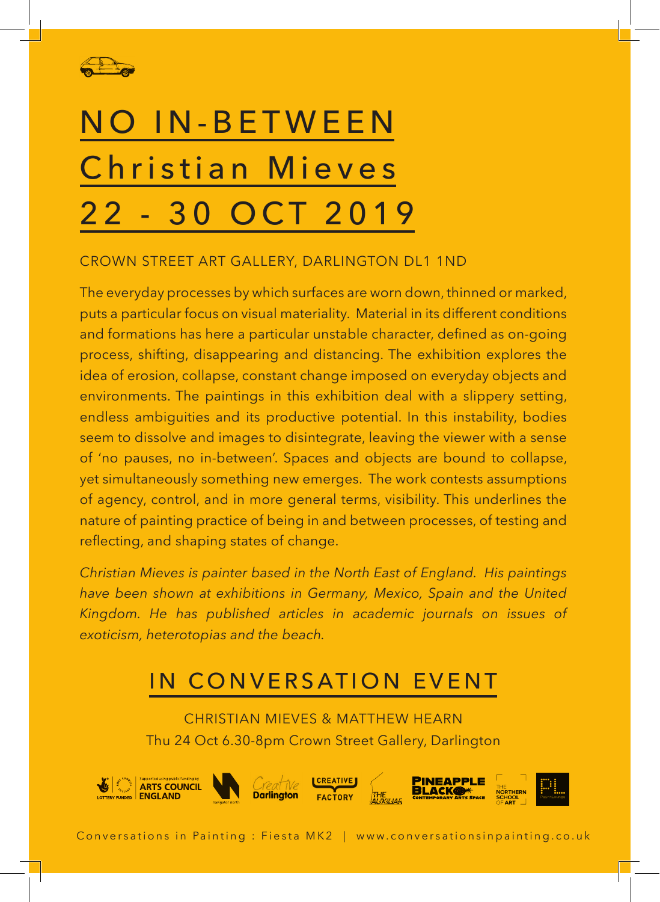# NO IN-BETWEEN

# Christian Mieves

# 22 - 30 OCT 2019

CROWN STREET ART GALLERY, DARLINGTON DL1 1ND

The everyday processes by which surfaces are worn down, thinned or marked, puts a particular focus on visual materiality. Material in its different conditions and formations has here a particular unstable character, defined as on-going process, shifting, disappearing and distancing. The exhibition explores the idea of erosion, collapse, constant change imposed on everyday objects and environments. The paintings in this exhibition deal with a slippery setting, endless ambiguities and its productive potential. In this instability, bodies seem to dissolve and images to disintegrate, leaving the viewer with a sense of 'no pauses, no in-between'. Spaces and objects are bound to collapse, yet simultaneously something new emerges. The work contests assumptions of agency, control, and in more general terms, visibility. This underlines the nature of painting practice of being in and between processes, of testing and reflecting, and shaping states of change.

*Christian Mieves is painter based in the North East of England. His paintings have been shown at exhibitions in Germany, Mexico, Spain and the United Kingdom. He has published articles in academic journals on issues of exoticism, heterotopias and the beach.*

## IN CONVERSATION EVENT

CHRISTIAN MIEVES & MATTHEW HEARN

Thu 24 Oct 6.30-8pm Crown Street Gallery, Darlington

LOTTERY FUNDED | Supported using public funding by ARTS COUNCIL ENGLAND | navigator north | Creative Darlington | CREATIVE FACTORY | THE AUXILIARY | PINEAPPLE BLACK CONTEMPORARY ARTS SPACE | THE NORTHERN SCHOOL OF ART | PaintingLounge

Conversations in Painting : Fiesta MK2 | www.conversationsinpainting.co.uk